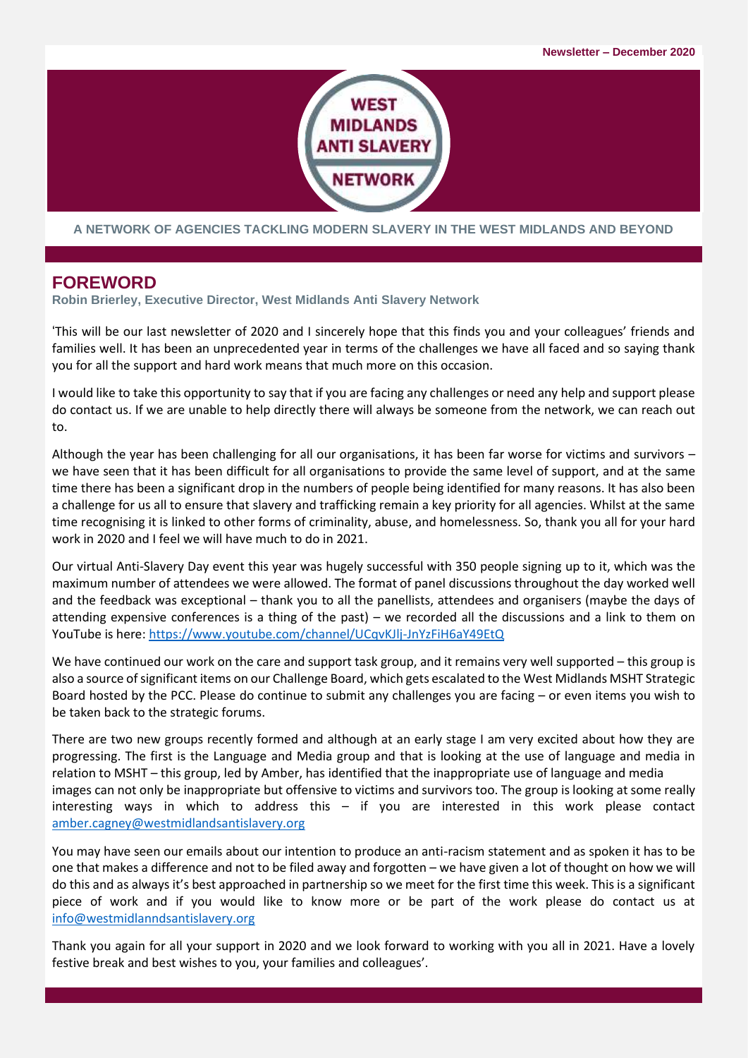Newsletter – December 2020

WEST MIDLANDS ANTI SLAVERY NETWORK

**A NETWORK OF AGENCIES TACKLING MODERN SLAVERY IN THE WEST MIDLANDS AND BEYOND**

## FOREWORD

**Robin Brierley, Executive Director, West Midlands Anti Slavery Network**

'This will be our last newsletter of 2020 and I sincerely hope that this finds you and your colleagues' friends and families well. It has been an unprecedented year in terms of the challenges we have all faced and so saying thank you for all the support and hard work means that much more on this occasion.

I would like to take this opportunity to say that if you are facing any challenges or need any help and support please do contact us. If we are unable to help directly there will always be someone from the network, we can reach out to.

Although the year has been challenging for all our organisations, it has been far worse for victims and survivors – we have seen that it has been difficult for all organisations to provide the same level of support, and at the same time there has been a significant drop in the numbers of people being identified for many reasons. It has also been a challenge for us all to ensure that slavery and trafficking remain a key priority for all agencies. Whilst at the same time recognising it is linked to other forms of criminality, abuse, and homelessness. So, thank you all for your hard work in 2020 and I feel we will have much to do in 2021.

Our virtual Anti-Slavery Day event this year was hugely successful with 350 people signing up to it, which was the maximum number of attendees we were allowed. The format of panel discussions throughout the day worked well and the feedback was exceptional – thank you to all the panellists, attendees and organisers (maybe the days of attending expensive conferences is a thing of the past) – we recorded all the discussions and a link to them on YouTube is here: https://www.youtube.com/channel/UCqvKJlj-JnYzFiH6aY49EtQ

We have continued our work on the care and support task group, and it remains very well supported – this group is also a source of significant items on our Challenge Board, which gets escalated to the West Midlands MSHT Strategic Board hosted by the PCC. Please do continue to submit any challenges you are facing – or even items you wish to be taken back to the strategic forums.

There are two new groups recently formed and although at an early stage I am very excited about how they are progressing. The first is the Language and Media group and that is looking at the use of language and media in relation to MSHT – this group, led by Amber, has identified that the inappropriate use of language and media images can not only be inappropriate but offensive to victims and survivors too. The group is looking at some really interesting ways in which to address this – if you are interested in this work please contact amber.cagney@westmidlandsantislavery.org

You may have seen our emails about our intention to produce an anti-racism statement and as spoken it has to be one that makes a difference and not to be filed away and forgotten – we have given a lot of thought on how we will do this and as always it's best approached in partnership so we meet for the first time this week. This is a significant piece of work and if you would like to know more or be part of the work please do contact us at info@westmidlanndsantislavery.org

Thank you again for all your support in 2020 and we look forward to working with you all in 2021. Have a lovely festive break and best wishes to you, your families and colleagues'.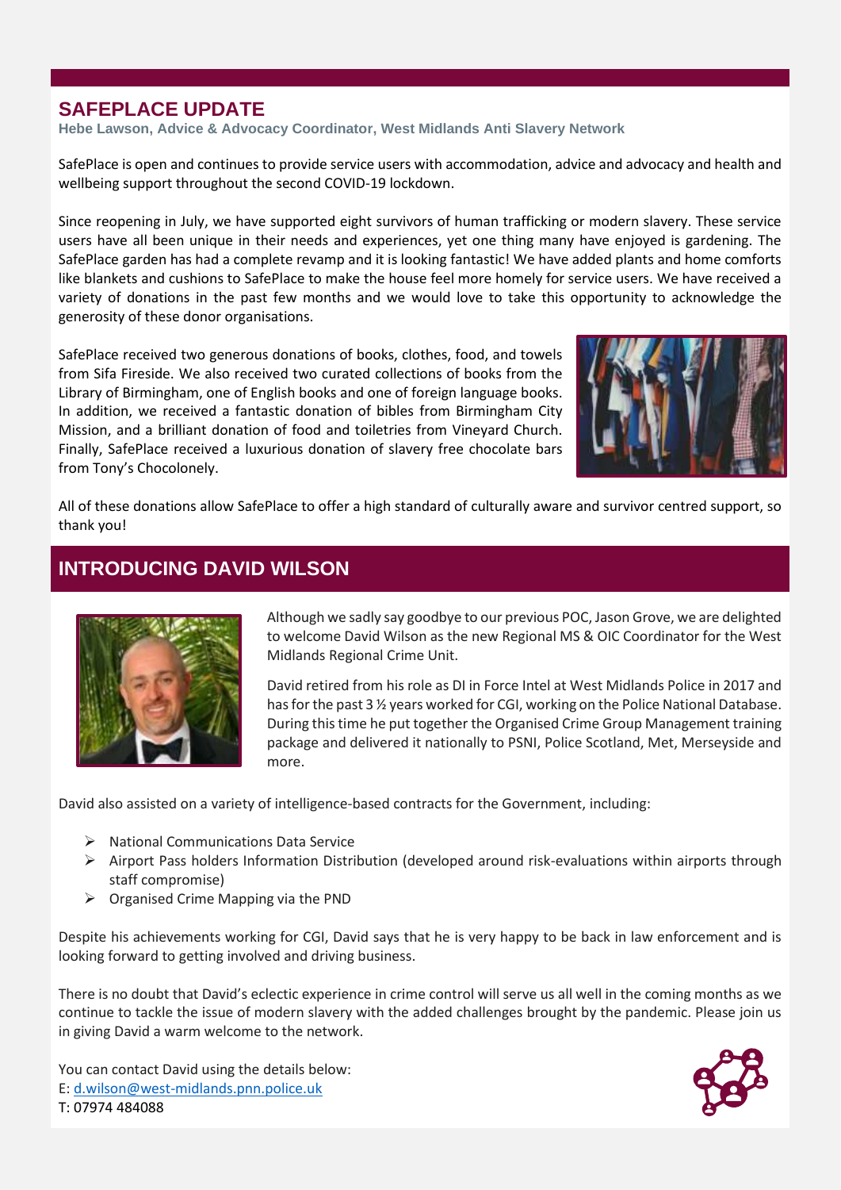## SAFEPLACE UPDATE

**Hebe Lawson, Advice & Advocacy Coordinator, West Midlands Anti Slavery Network**

SafePlace is open and continues to provide service users with accommodation, advice and advocacy and health and wellbeing support throughout the second COVID-19 lockdown.

Since reopening in July, we have supported eight survivors of human trafficking or modern slavery. These service users have all been unique in their needs and experiences, yet one thing many have enjoyed is gardening. The SafePlace garden has had a complete revamp and it is looking fantastic! We have added plants and home comforts like blankets and cushions to SafePlace to make the house feel more homely for service users. We have received a variety of donations in the past few months and we would love to take this opportunity to acknowledge the generosity of these donor organisations.

SafePlace received two generous donations of books, clothes, food, and towels from Sifa Fireside. We also received two curated collections of books from the Library of Birmingham, one of English books and one of foreign language books. In addition, we received a fantastic donation of bibles from Birmingham City Mission, and a brilliant donation of food and toiletries from Vineyard Church. Finally, SafePlace received a luxurious donation of slavery free chocolate bars from Tony's Chocolonely.

All of these donations allow SafePlace to offer a high standard of culturally aware and survivor centred support, so thank you!

## INTRODUCING DAVID WILSON

Although we sadly say goodbye to our previous POC, Jason Grove, we are delighted to welcome David Wilson as the new Regional MS & OIC Coordinator for the West Midlands Regional Crime Unit.

David retired from his role as DI in Force Intel at West Midlands Police in 2017 and has for the past 3 ½ years worked for CGI, working on the Police National Database. During this time he put together the Organised Crime Group Management training package and delivered it nationally to PSNI, Police Scotland, Met, Merseyside and more.

David also assisted on a variety of intelligence-based contracts for the Government, including:

- National Communications Data Service
- Airport Pass holders Information Distribution (developed around risk-evaluations within airports through staff compromise)
- Organised Crime Mapping via the PND

Despite his achievements working for CGI, David says that he is very happy to be back in law enforcement and is looking forward to getting involved and driving business.

There is no doubt that David's eclectic experience in crime control will serve us all well in the coming months as we continue to tackle the issue of modern slavery with the added challenges brought by the pandemic. Please join us in giving David a warm welcome to the network.

You can contact David using the details below:
E: d.wilson@west-midlands.pnn.police.uk
T: 07974 484088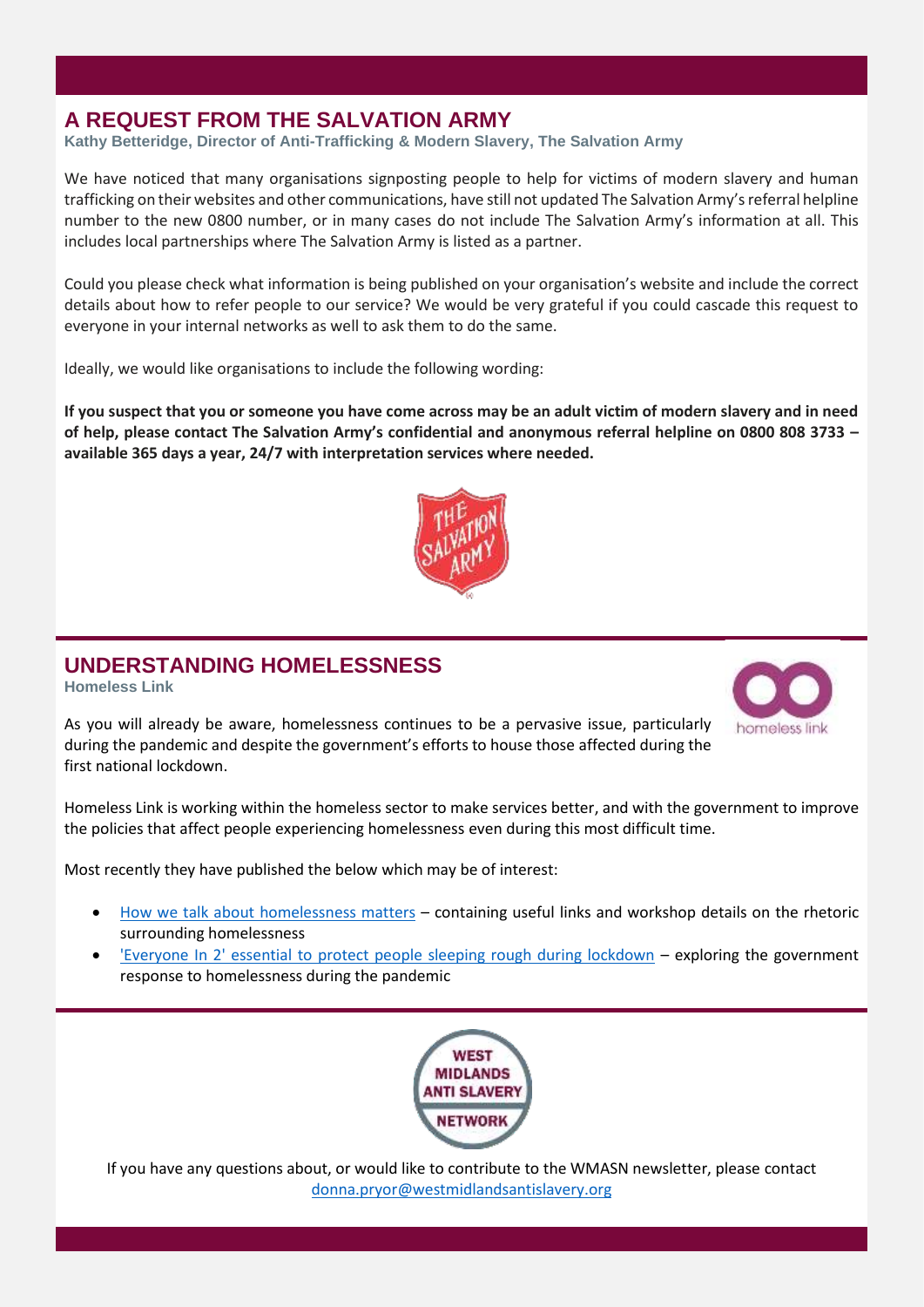## A REQUEST FROM THE SALVATION ARMY

**Kathy Betteridge, Director of Anti-Trafficking & Modern Slavery, The Salvation Army**

We have noticed that many organisations signposting people to help for victims of modern slavery and human trafficking on their websites and other communications, have still not updated The Salvation Army's referral helpline number to the new 0800 number, or in many cases do not include The Salvation Army's information at all. This includes local partnerships where The Salvation Army is listed as a partner.

Could you please check what information is being published on your organisation's website and include the correct details about how to refer people to our service? We would be very grateful if you could cascade this request to everyone in your internal networks as well to ask them to do the same.

Ideally, we would like organisations to include the following wording:

**If you suspect that you or someone you have come across may be an adult victim of modern slavery and in need of help, please contact The Salvation Army's confidential and anonymous referral helpline on 0800 808 3733 – available 365 days a year, 24/7 with interpretation services where needed.**

## UNDERSTANDING HOMELESSNESS

**Homeless Link**

As you will already be aware, homelessness continues to be a pervasive issue, particularly during the pandemic and despite the government's efforts to house those affected during the first national lockdown.

Homeless Link is working within the homeless sector to make services better, and with the government to improve the policies that affect people experiencing homelessness even during this most difficult time.

Most recently they have published the below which may be of interest:

- How we talk about homelessness matters – containing useful links and workshop details on the rhetoric surrounding homelessness
- 'Everyone In 2' essential to protect people sleeping rough during lockdown – exploring the government response to homelessness during the pandemic

If you have any questions about, or would like to contribute to the WMASN newsletter, please contact donna.pryor@westmidlandsantislavery.org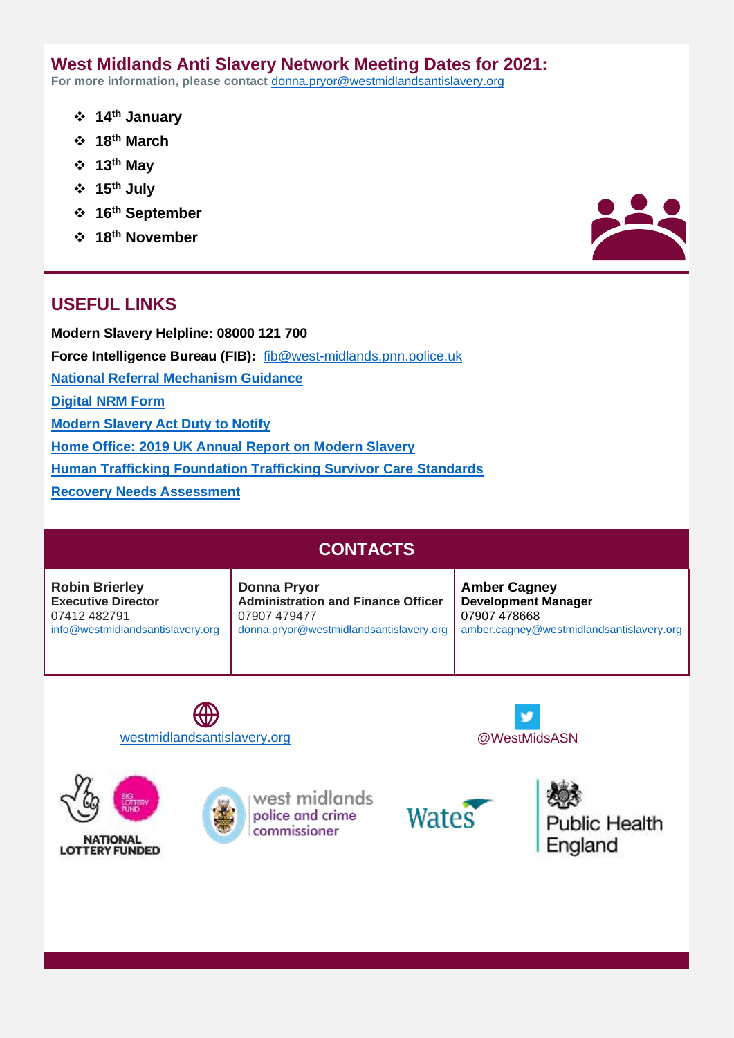## West Midlands Anti Slavery Network Meeting Dates for 2021:

**For more information, please contact** donna.pryor@westmidlandsantislavery.org

- **14th January**
- **18th March**
- **13th May**
- **15th July**
- **16th September**
- **18th November**

## USEFUL LINKS

**Modern Slavery Helpline: 08000 121 700**

**Force Intelligence Bureau (FIB):** fib@west-midlands.pnn.police.uk

**National Referral Mechanism Guidance**

**Digital NRM Form**

**Modern Slavery Act Duty to Notify**

**Home Office: 2019 UK Annual Report on Modern Slavery**

**Human Trafficking Foundation Trafficking Survivor Care Standards**

**Recovery Needs Assessment**

## CONTACTS

| | | |
|---|---|---|
| **Robin Brierley**<br>**Executive Director**<br>07412 482791<br>info@westmidlandsantislavery.org | **Donna Pryor**<br>**Administration and Finance Officer**<br>07907 479477<br>donna.pryor@westmidlandsantislavery.org | **Amber Cagney**<br>**Development Manager**<br>07907 478668<br>amber.cagney@westmidlandsantislavery.org |

westmidlandsantislavery.org

@WestMidsASN

NATIONAL LOTTERY FUNDED

west midlands police and crime commissioner

Wates

Public Health England